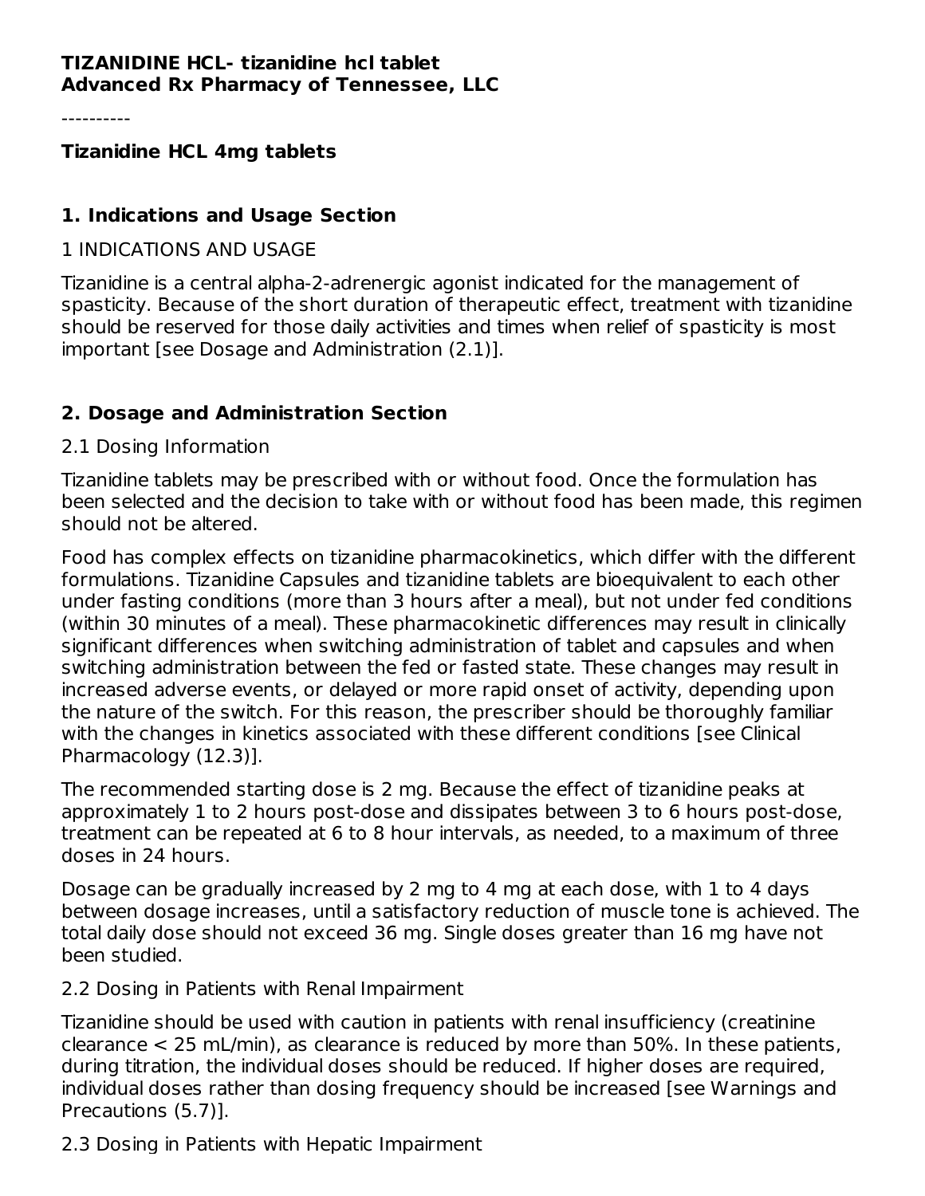**TIZANIDINE HCL- tizanidine hcl tablet**
**Advanced Rx Pharmacy of Tennessee, LLC**

----------

**Tizanidine HCL 4mg tablets**

## 1. Indications and Usage Section

1 INDICATIONS AND USAGE

Tizanidine is a central alpha-2-adrenergic agonist indicated for the management of spasticity. Because of the short duration of therapeutic effect, treatment with tizanidine should be reserved for those daily activities and times when relief of spasticity is most important [see Dosage and Administration (2.1)].

## 2. Dosage and Administration Section

2.1 Dosing Information

Tizanidine tablets may be prescribed with or without food. Once the formulation has been selected and the decision to take with or without food has been made, this regimen should not be altered.

Food has complex effects on tizanidine pharmacokinetics, which differ with the different formulations. Tizanidine Capsules and tizanidine tablets are bioequivalent to each other under fasting conditions (more than 3 hours after a meal), but not under fed conditions (within 30 minutes of a meal). These pharmacokinetic differences may result in clinically significant differences when switching administration of tablet and capsules and when switching administration between the fed or fasted state. These changes may result in increased adverse events, or delayed or more rapid onset of activity, depending upon the nature of the switch. For this reason, the prescriber should be thoroughly familiar with the changes in kinetics associated with these different conditions [see Clinical Pharmacology (12.3)].

The recommended starting dose is 2 mg. Because the effect of tizanidine peaks at approximately 1 to 2 hours post-dose and dissipates between 3 to 6 hours post-dose, treatment can be repeated at 6 to 8 hour intervals, as needed, to a maximum of three doses in 24 hours.

Dosage can be gradually increased by 2 mg to 4 mg at each dose, with 1 to 4 days between dosage increases, until a satisfactory reduction of muscle tone is achieved. The total daily dose should not exceed 36 mg. Single doses greater than 16 mg have not been studied.

2.2 Dosing in Patients with Renal Impairment

Tizanidine should be used with caution in patients with renal insufficiency (creatinine clearance < 25 mL/min), as clearance is reduced by more than 50%. In these patients, during titration, the individual doses should be reduced. If higher doses are required, individual doses rather than dosing frequency should be increased [see Warnings and Precautions (5.7)].

2.3 Dosing in Patients with Hepatic Impairment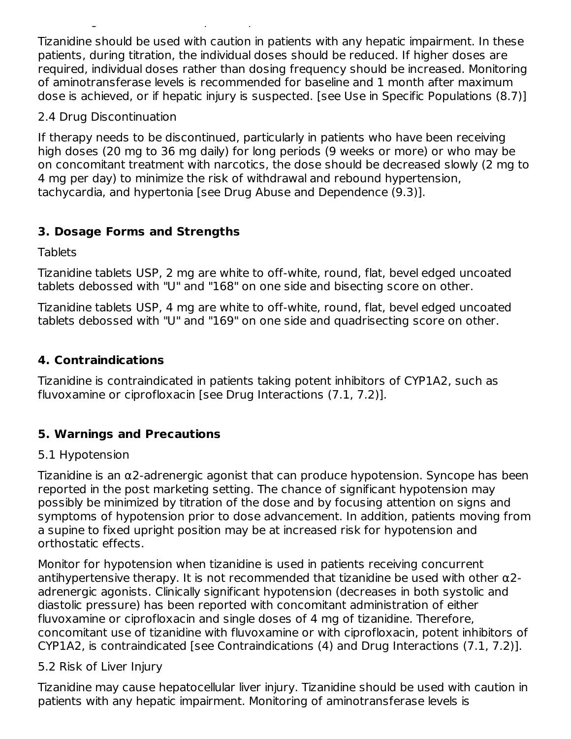Tizanidine should be used with caution in patients with any hepatic impairment. In these patients, during titration, the individual doses should be reduced. If higher doses are required, individual doses rather than dosing frequency should be increased. Monitoring of aminotransferase levels is recommended for baseline and 1 month after maximum dose is achieved, or if hepatic injury is suspected. [see Use in Specific Populations (8.7)]

2.4 Drug Discontinuation

If therapy needs to be discontinued, particularly in patients who have been receiving high doses (20 mg to 36 mg daily) for long periods (9 weeks or more) or who may be on concomitant treatment with narcotics, the dose should be decreased slowly (2 mg to 4 mg per day) to minimize the risk of withdrawal and rebound hypertension, tachycardia, and hypertonia [see Drug Abuse and Dependence (9.3)].

## 3. Dosage Forms and Strengths

Tablets

Tizanidine tablets USP, 2 mg are white to off-white, round, flat, bevel edged uncoated tablets debossed with "U" and "168" on one side and bisecting score on other.

Tizanidine tablets USP, 4 mg are white to off-white, round, flat, bevel edged uncoated tablets debossed with "U" and "169" on one side and quadrisecting score on other.

## 4. Contraindications

Tizanidine is contraindicated in patients taking potent inhibitors of CYP1A2, such as fluvoxamine or ciprofloxacin [see Drug Interactions (7.1, 7.2)].

## 5. Warnings and Precautions

5.1 Hypotension

Tizanidine is an α2-adrenergic agonist that can produce hypotension. Syncope has been reported in the post marketing setting. The chance of significant hypotension may possibly be minimized by titration of the dose and by focusing attention on signs and symptoms of hypotension prior to dose advancement. In addition, patients moving from a supine to fixed upright position may be at increased risk for hypotension and orthostatic effects.

Monitor for hypotension when tizanidine is used in patients receiving concurrent antihypertensive therapy. It is not recommended that tizanidine be used with other α2-adrenergic agonists. Clinically significant hypotension (decreases in both systolic and diastolic pressure) has been reported with concomitant administration of either fluvoxamine or ciprofloxacin and single doses of 4 mg of tizanidine. Therefore, concomitant use of tizanidine with fluvoxamine or with ciprofloxacin, potent inhibitors of CYP1A2, is contraindicated [see Contraindications (4) and Drug Interactions (7.1, 7.2)].

5.2 Risk of Liver Injury

Tizanidine may cause hepatocellular liver injury. Tizanidine should be used with caution in patients with any hepatic impairment. Monitoring of aminotransferase levels is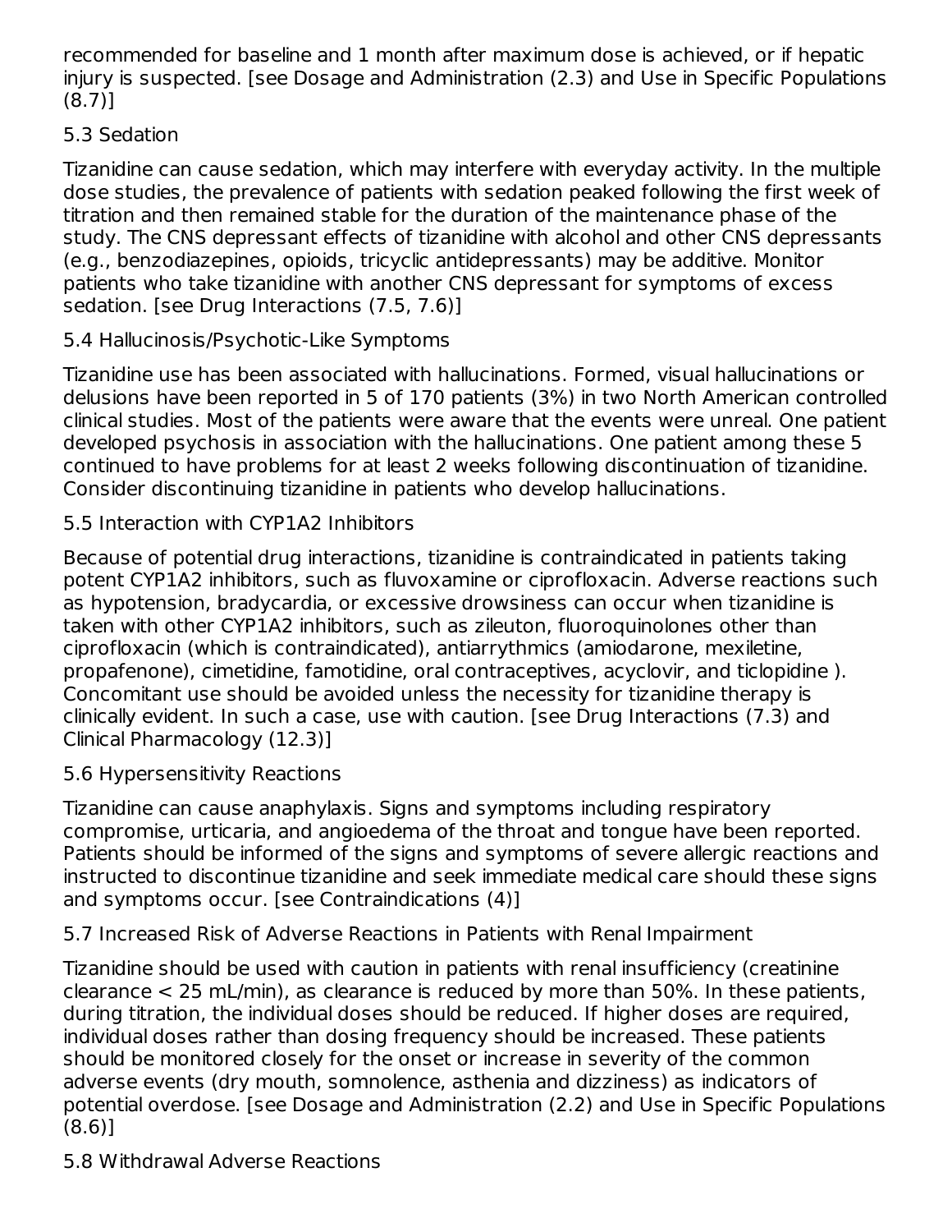recommended for baseline and 1 month after maximum dose is achieved, or if hepatic injury is suspected. [see Dosage and Administration (2.3) and Use in Specific Populations (8.7)]

### 5.3 Sedation

Tizanidine can cause sedation, which may interfere with everyday activity. In the multiple dose studies, the prevalence of patients with sedation peaked following the first week of titration and then remained stable for the duration of the maintenance phase of the study. The CNS depressant effects of tizanidine with alcohol and other CNS depressants (e.g., benzodiazepines, opioids, tricyclic antidepressants) may be additive. Monitor patients who take tizanidine with another CNS depressant for symptoms of excess sedation. [see Drug Interactions (7.5, 7.6)]

### 5.4 Hallucinosis/Psychotic-Like Symptoms

Tizanidine use has been associated with hallucinations. Formed, visual hallucinations or delusions have been reported in 5 of 170 patients (3%) in two North American controlled clinical studies. Most of the patients were aware that the events were unreal. One patient developed psychosis in association with the hallucinations. One patient among these 5 continued to have problems for at least 2 weeks following discontinuation of tizanidine. Consider discontinuing tizanidine in patients who develop hallucinations.

### 5.5 Interaction with CYP1A2 Inhibitors

Because of potential drug interactions, tizanidine is contraindicated in patients taking potent CYP1A2 inhibitors, such as fluvoxamine or ciprofloxacin. Adverse reactions such as hypotension, bradycardia, or excessive drowsiness can occur when tizanidine is taken with other CYP1A2 inhibitors, such as zileuton, fluoroquinolones other than ciprofloxacin (which is contraindicated), antiarrythmics (amiodarone, mexiletine, propafenone), cimetidine, famotidine, oral contraceptives, acyclovir, and ticlopidine ). Concomitant use should be avoided unless the necessity for tizanidine therapy is clinically evident. In such a case, use with caution. [see Drug Interactions (7.3) and Clinical Pharmacology (12.3)]

### 5.6 Hypersensitivity Reactions

Tizanidine can cause anaphylaxis. Signs and symptoms including respiratory compromise, urticaria, and angioedema of the throat and tongue have been reported. Patients should be informed of the signs and symptoms of severe allergic reactions and instructed to discontinue tizanidine and seek immediate medical care should these signs and symptoms occur. [see Contraindications (4)]

### 5.7 Increased Risk of Adverse Reactions in Patients with Renal Impairment

Tizanidine should be used with caution in patients with renal insufficiency (creatinine clearance < 25 mL/min), as clearance is reduced by more than 50%. In these patients, during titration, the individual doses should be reduced. If higher doses are required, individual doses rather than dosing frequency should be increased. These patients should be monitored closely for the onset or increase in severity of the common adverse events (dry mouth, somnolence, asthenia and dizziness) as indicators of potential overdose. [see Dosage and Administration (2.2) and Use in Specific Populations (8.6)]

### 5.8 Withdrawal Adverse Reactions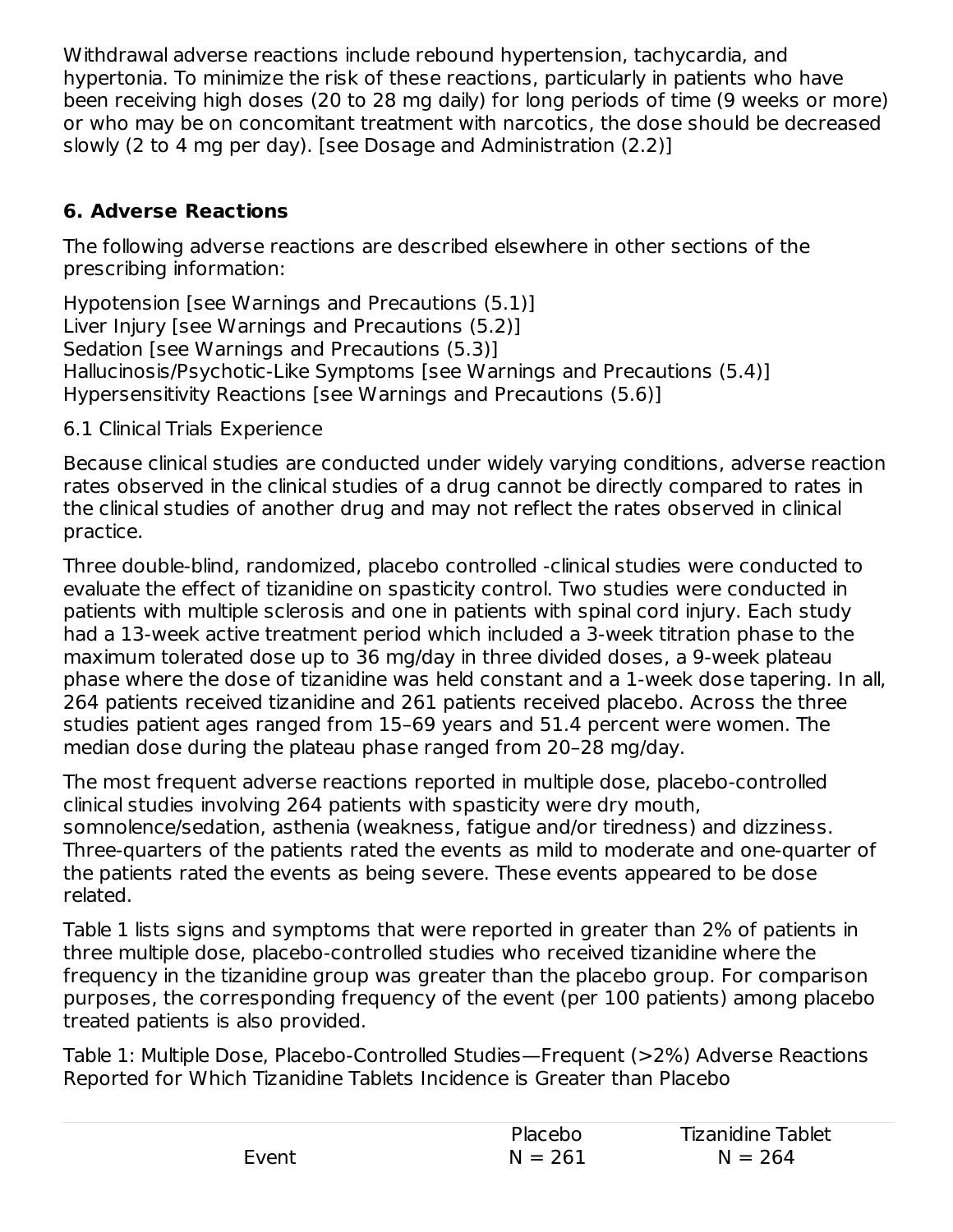Withdrawal adverse reactions include rebound hypertension, tachycardia, and hypertonia. To minimize the risk of these reactions, particularly in patients who have been receiving high doses (20 to 28 mg daily) for long periods of time (9 weeks or more) or who may be on concomitant treatment with narcotics, the dose should be decreased slowly (2 to 4 mg per day). [see Dosage and Administration (2.2)]

## 6. Adverse Reactions

The following adverse reactions are described elsewhere in other sections of the prescribing information:

Hypotension [see Warnings and Precautions (5.1)]
Liver Injury [see Warnings and Precautions (5.2)]
Sedation [see Warnings and Precautions (5.3)]
Hallucinosis/Psychotic-Like Symptoms [see Warnings and Precautions (5.4)]
Hypersensitivity Reactions [see Warnings and Precautions (5.6)]

### 6.1 Clinical Trials Experience

Because clinical studies are conducted under widely varying conditions, adverse reaction rates observed in the clinical studies of a drug cannot be directly compared to rates in the clinical studies of another drug and may not reflect the rates observed in clinical practice.

Three double-blind, randomized, placebo controlled -clinical studies were conducted to evaluate the effect of tizanidine on spasticity control. Two studies were conducted in patients with multiple sclerosis and one in patients with spinal cord injury. Each study had a 13-week active treatment period which included a 3-week titration phase to the maximum tolerated dose up to 36 mg/day in three divided doses, a 9-week plateau phase where the dose of tizanidine was held constant and a 1-week dose tapering. In all, 264 patients received tizanidine and 261 patients received placebo. Across the three studies patient ages ranged from 15–69 years and 51.4 percent were women. The median dose during the plateau phase ranged from 20–28 mg/day.

The most frequent adverse reactions reported in multiple dose, placebo-controlled clinical studies involving 264 patients with spasticity were dry mouth, somnolence/sedation, asthenia (weakness, fatigue and/or tiredness) and dizziness. Three-quarters of the patients rated the events as mild to moderate and one-quarter of the patients rated the events as being severe. These events appeared to be dose related.

Table 1 lists signs and symptoms that were reported in greater than 2% of patients in three multiple dose, placebo-controlled studies who received tizanidine where the frequency in the tizanidine group was greater than the placebo group. For comparison purposes, the corresponding frequency of the event (per 100 patients) among placebo treated patients is also provided.

Table 1: Multiple Dose, Placebo-Controlled Studies—Frequent (>2%) Adverse Reactions Reported for Which Tizanidine Tablets Incidence is Greater than Placebo

| Event | Placebo N = 261 | Tizanidine Tablet N = 264 |
|---|---|---|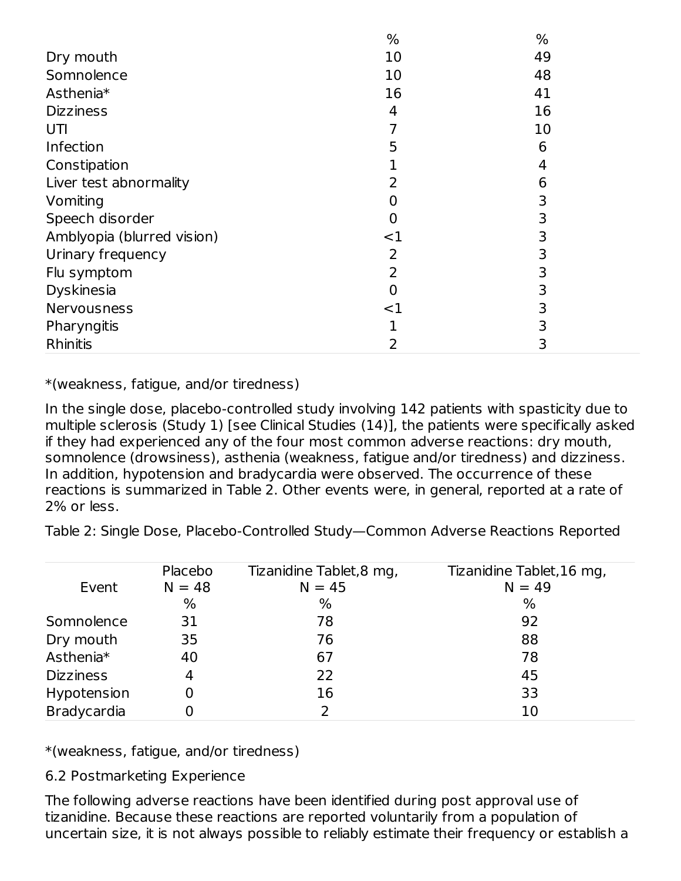| | % | % |
|---|---|---|
| Dry mouth | 10 | 49 |
| Somnolence | 10 | 48 |
| Asthenia* | 16 | 41 |
| Dizziness | 4 | 16 |
| UTI | 7 | 10 |
| Infection | 5 | 6 |
| Constipation | 1 | 4 |
| Liver test abnormality | 2 | 6 |
| Vomiting | 0 | 3 |
| Speech disorder | 0 | 3 |
| Amblyopia (blurred vision) | <1 | 3 |
| Urinary frequency | 2 | 3 |
| Flu symptom | 2 | 3 |
| Dyskinesia | 0 | 3 |
| Nervousness | <1 | 3 |
| Pharyngitis | 1 | 3 |
| Rhinitis | 2 | 3 |

*(weakness, fatigue, and/or tiredness)

In the single dose, placebo-controlled study involving 142 patients with spasticity due to multiple sclerosis (Study 1) [see Clinical Studies (14)], the patients were specifically asked if they had experienced any of the four most common adverse reactions: dry mouth, somnolence (drowsiness), asthenia (weakness, fatigue and/or tiredness) and dizziness. In addition, hypotension and bradycardia were observed. The occurrence of these reactions is summarized in Table 2. Other events were, in general, reported at a rate of 2% or less.

Table 2: Single Dose, Placebo-Controlled Study—Common Adverse Reactions Reported

| Event | Placebo N = 48 | Tizanidine Tablet,8 mg, N = 45 | Tizanidine Tablet,16 mg, N = 49 |
|---|---|---|---|
| | % | % | % |
| Somnolence | 31 | 78 | 92 |
| Dry mouth | 35 | 76 | 88 |
| Asthenia* | 40 | 67 | 78 |
| Dizziness | 4 | 22 | 45 |
| Hypotension | 0 | 16 | 33 |
| Bradycardia | 0 | 2 | 10 |

*(weakness, fatigue, and/or tiredness)

## 6.2 Postmarketing Experience

The following adverse reactions have been identified during post approval use of tizanidine. Because these reactions are reported voluntarily from a population of uncertain size, it is not always possible to reliably estimate their frequency or establish a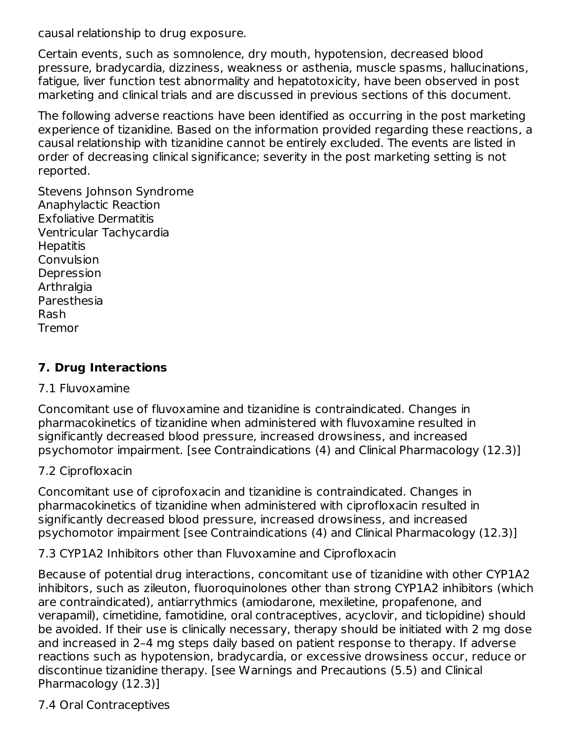causal relationship to drug exposure.

Certain events, such as somnolence, dry mouth, hypotension, decreased blood pressure, bradycardia, dizziness, weakness or asthenia, muscle spasms, hallucinations, fatigue, liver function test abnormality and hepatotoxicity, have been observed in post marketing and clinical trials and are discussed in previous sections of this document.

The following adverse reactions have been identified as occurring in the post marketing experience of tizanidine. Based on the information provided regarding these reactions, a causal relationship with tizanidine cannot be entirely excluded. The events are listed in order of decreasing clinical significance; severity in the post marketing setting is not reported.

Stevens Johnson Syndrome
Anaphylactic Reaction
Exfoliative Dermatitis
Ventricular Tachycardia
Hepatitis
Convulsion
Depression
Arthralgia
Paresthesia
Rash
Tremor

## 7. Drug Interactions

### 7.1 Fluvoxamine

Concomitant use of fluvoxamine and tizanidine is contraindicated. Changes in pharmacokinetics of tizanidine when administered with fluvoxamine resulted in significantly decreased blood pressure, increased drowsiness, and increased psychomotor impairment. [see Contraindications (4) and Clinical Pharmacology (12.3)]

### 7.2 Ciprofloxacin

Concomitant use of ciprofoxacin and tizanidine is contraindicated. Changes in pharmacokinetics of tizanidine when administered with ciprofloxacin resulted in significantly decreased blood pressure, increased drowsiness, and increased psychomotor impairment [see Contraindications (4) and Clinical Pharmacology (12.3)]

### 7.3 CYP1A2 Inhibitors other than Fluvoxamine and Ciprofloxacin

Because of potential drug interactions, concomitant use of tizanidine with other CYP1A2 inhibitors, such as zileuton, fluoroquinolones other than strong CYP1A2 inhibitors (which are contraindicated), antiarrythmics (amiodarone, mexiletine, propafenone, and verapamil), cimetidine, famotidine, oral contraceptives, acyclovir, and ticlopidine) should be avoided. If their use is clinically necessary, therapy should be initiated with 2 mg dose and increased in 2–4 mg steps daily based on patient response to therapy. If adverse reactions such as hypotension, bradycardia, or excessive drowsiness occur, reduce or discontinue tizanidine therapy. [see Warnings and Precautions (5.5) and Clinical Pharmacology (12.3)]

### 7.4 Oral Contraceptives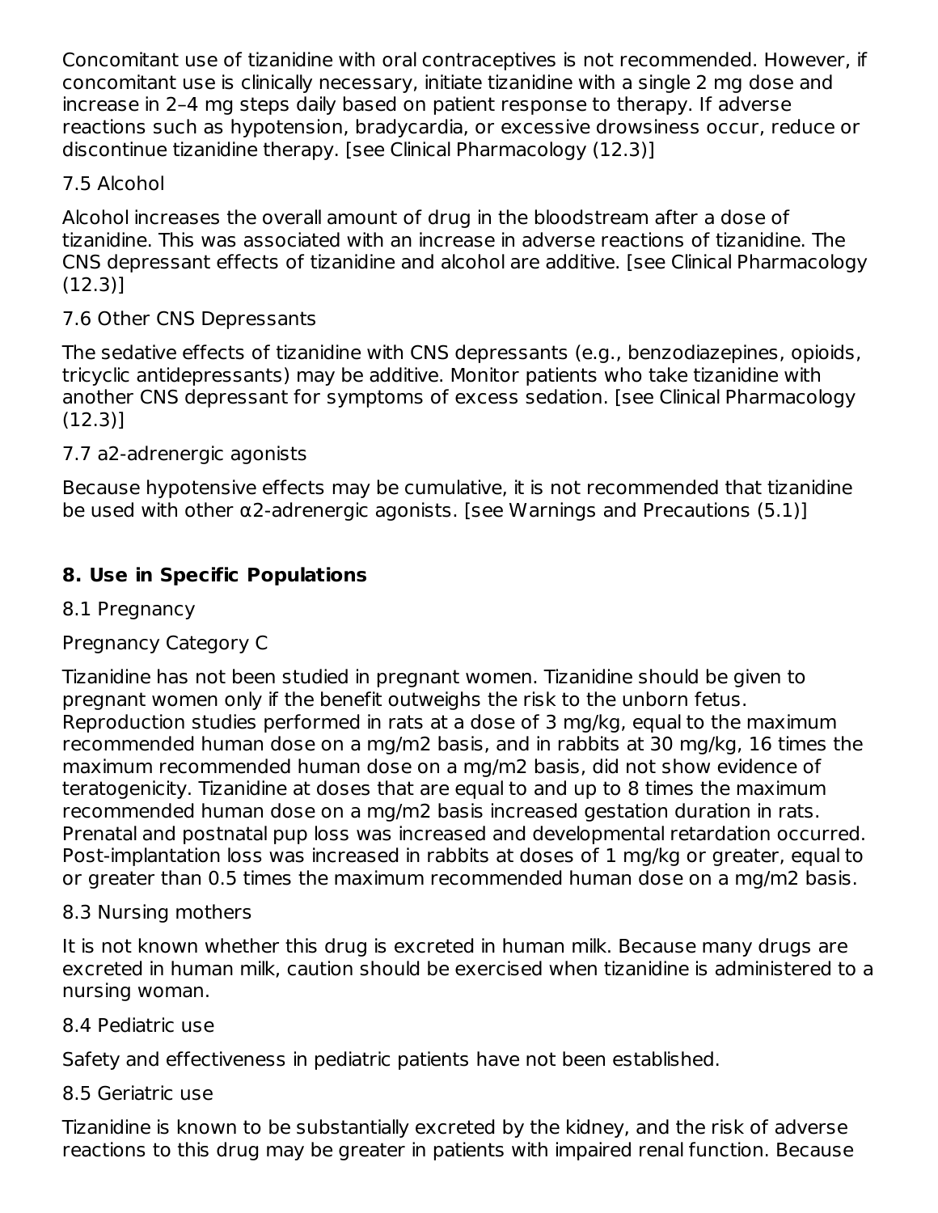Concomitant use of tizanidine with oral contraceptives is not recommended. However, if concomitant use is clinically necessary, initiate tizanidine with a single 2 mg dose and increase in 2–4 mg steps daily based on patient response to therapy. If adverse reactions such as hypotension, bradycardia, or excessive drowsiness occur, reduce or discontinue tizanidine therapy. [see Clinical Pharmacology (12.3)]

### 7.5 Alcohol

Alcohol increases the overall amount of drug in the bloodstream after a dose of tizanidine. This was associated with an increase in adverse reactions of tizanidine. The CNS depressant effects of tizanidine and alcohol are additive. [see Clinical Pharmacology (12.3)]

### 7.6 Other CNS Depressants

The sedative effects of tizanidine with CNS depressants (e.g., benzodiazepines, opioids, tricyclic antidepressants) may be additive. Monitor patients who take tizanidine with another CNS depressant for symptoms of excess sedation. [see Clinical Pharmacology (12.3)]

### 7.7 a2-adrenergic agonists

Because hypotensive effects may be cumulative, it is not recommended that tizanidine be used with other α2-adrenergic agonists. [see Warnings and Precautions (5.1)]

## 8. Use in Specific Populations

### 8.1 Pregnancy

Pregnancy Category C

Tizanidine has not been studied in pregnant women. Tizanidine should be given to pregnant women only if the benefit outweighs the risk to the unborn fetus. Reproduction studies performed in rats at a dose of 3 mg/kg, equal to the maximum recommended human dose on a mg/m2 basis, and in rabbits at 30 mg/kg, 16 times the maximum recommended human dose on a mg/m2 basis, did not show evidence of teratogenicity. Tizanidine at doses that are equal to and up to 8 times the maximum recommended human dose on a mg/m2 basis increased gestation duration in rats. Prenatal and postnatal pup loss was increased and developmental retardation occurred. Post-implantation loss was increased in rabbits at doses of 1 mg/kg or greater, equal to or greater than 0.5 times the maximum recommended human dose on a mg/m2 basis.

### 8.3 Nursing mothers

It is not known whether this drug is excreted in human milk. Because many drugs are excreted in human milk, caution should be exercised when tizanidine is administered to a nursing woman.

### 8.4 Pediatric use

Safety and effectiveness in pediatric patients have not been established.

### 8.5 Geriatric use

Tizanidine is known to be substantially excreted by the kidney, and the risk of adverse reactions to this drug may be greater in patients with impaired renal function. Because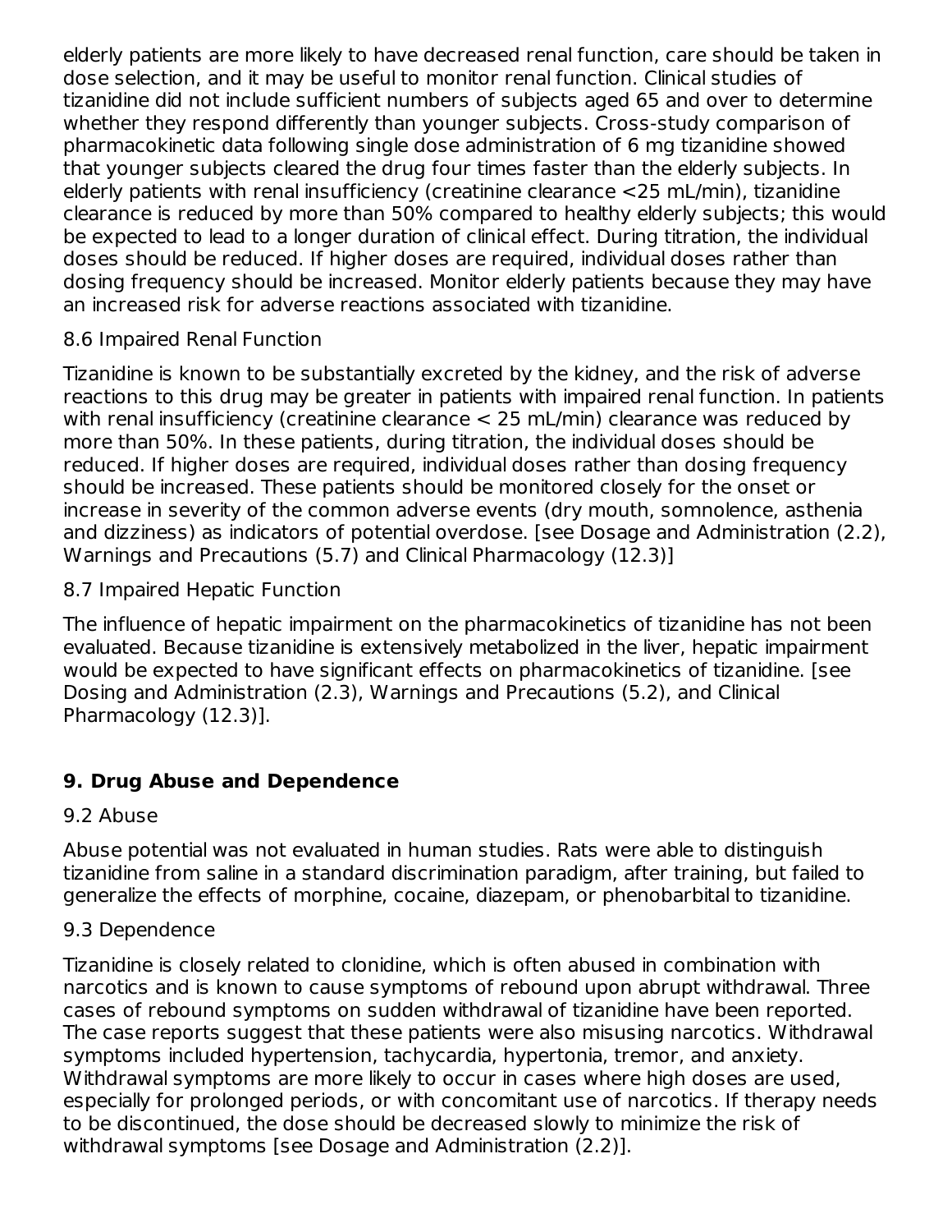elderly patients are more likely to have decreased renal function, care should be taken in dose selection, and it may be useful to monitor renal function. Clinical studies of tizanidine did not include sufficient numbers of subjects aged 65 and over to determine whether they respond differently than younger subjects. Cross-study comparison of pharmacokinetic data following single dose administration of 6 mg tizanidine showed that younger subjects cleared the drug four times faster than the elderly subjects. In elderly patients with renal insufficiency (creatinine clearance <25 mL/min), tizanidine clearance is reduced by more than 50% compared to healthy elderly subjects; this would be expected to lead to a longer duration of clinical effect. During titration, the individual doses should be reduced. If higher doses are required, individual doses rather than dosing frequency should be increased. Monitor elderly patients because they may have an increased risk for adverse reactions associated with tizanidine.

### 8.6 Impaired Renal Function

Tizanidine is known to be substantially excreted by the kidney, and the risk of adverse reactions to this drug may be greater in patients with impaired renal function. In patients with renal insufficiency (creatinine clearance < 25 mL/min) clearance was reduced by more than 50%. In these patients, during titration, the individual doses should be reduced. If higher doses are required, individual doses rather than dosing frequency should be increased. These patients should be monitored closely for the onset or increase in severity of the common adverse events (dry mouth, somnolence, asthenia and dizziness) as indicators of potential overdose. [see Dosage and Administration (2.2), Warnings and Precautions (5.7) and Clinical Pharmacology (12.3)]

### 8.7 Impaired Hepatic Function

The influence of hepatic impairment on the pharmacokinetics of tizanidine has not been evaluated. Because tizanidine is extensively metabolized in the liver, hepatic impairment would be expected to have significant effects on pharmacokinetics of tizanidine. [see Dosing and Administration (2.3), Warnings and Precautions (5.2), and Clinical Pharmacology (12.3)].

## 9. Drug Abuse and Dependence

### 9.2 Abuse

Abuse potential was not evaluated in human studies. Rats were able to distinguish tizanidine from saline in a standard discrimination paradigm, after training, but failed to generalize the effects of morphine, cocaine, diazepam, or phenobarbital to tizanidine.

### 9.3 Dependence

Tizanidine is closely related to clonidine, which is often abused in combination with narcotics and is known to cause symptoms of rebound upon abrupt withdrawal. Three cases of rebound symptoms on sudden withdrawal of tizanidine have been reported. The case reports suggest that these patients were also misusing narcotics. Withdrawal symptoms included hypertension, tachycardia, hypertonia, tremor, and anxiety. Withdrawal symptoms are more likely to occur in cases where high doses are used, especially for prolonged periods, or with concomitant use of narcotics. If therapy needs to be discontinued, the dose should be decreased slowly to minimize the risk of withdrawal symptoms [see Dosage and Administration (2.2)].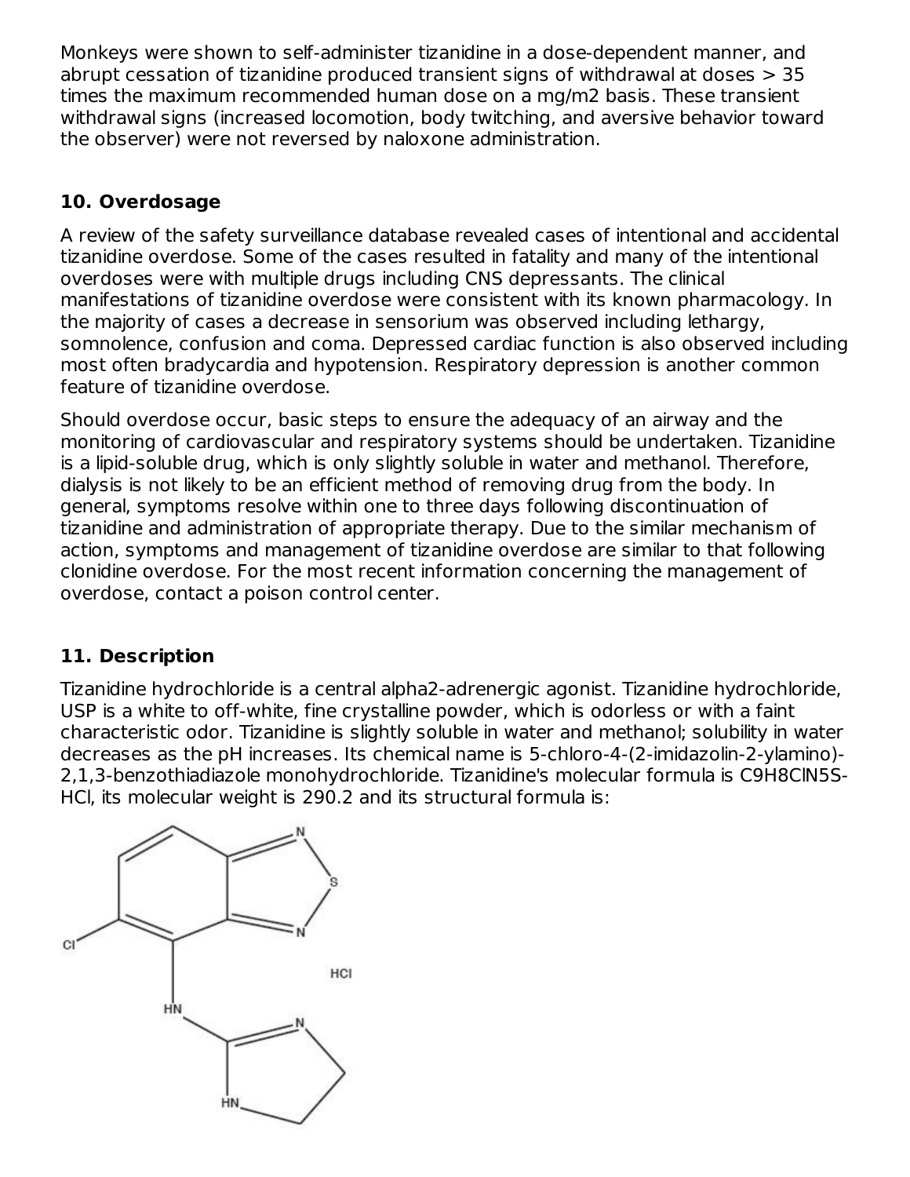Monkeys were shown to self-administer tizanidine in a dose-dependent manner, and abrupt cessation of tizanidine produced transient signs of withdrawal at doses > 35 times the maximum recommended human dose on a mg/m2 basis. These transient withdrawal signs (increased locomotion, body twitching, and aversive behavior toward the observer) were not reversed by naloxone administration.

## 10. Overdosage

A review of the safety surveillance database revealed cases of intentional and accidental tizanidine overdose. Some of the cases resulted in fatality and many of the intentional overdoses were with multiple drugs including CNS depressants. The clinical manifestations of tizanidine overdose were consistent with its known pharmacology. In the majority of cases a decrease in sensorium was observed including lethargy, somnolence, confusion and coma. Depressed cardiac function is also observed including most often bradycardia and hypotension. Respiratory depression is another common feature of tizanidine overdose.

Should overdose occur, basic steps to ensure the adequacy of an airway and the monitoring of cardiovascular and respiratory systems should be undertaken. Tizanidine is a lipid-soluble drug, which is only slightly soluble in water and methanol. Therefore, dialysis is not likely to be an efficient method of removing drug from the body. In general, symptoms resolve within one to three days following discontinuation of tizanidine and administration of appropriate therapy. Due to the similar mechanism of action, symptoms and management of tizanidine overdose are similar to that following clonidine overdose. For the most recent information concerning the management of overdose, contact a poison control center.

## 11. Description

Tizanidine hydrochloride is a central alpha2-adrenergic agonist. Tizanidine hydrochloride, USP is a white to off-white, fine crystalline powder, which is odorless or with a faint characteristic odor. Tizanidine is slightly soluble in water and methanol; solubility in water decreases as the pH increases. Its chemical name is 5-chloro-4-(2-imidazolin-2-ylamino)-2,1,3-benzothiadiazole monohydrochloride. Tizanidine's molecular formula is $C_9H_8ClN_5S$-HCl, its molecular weight is 290.2 and its structural formula is: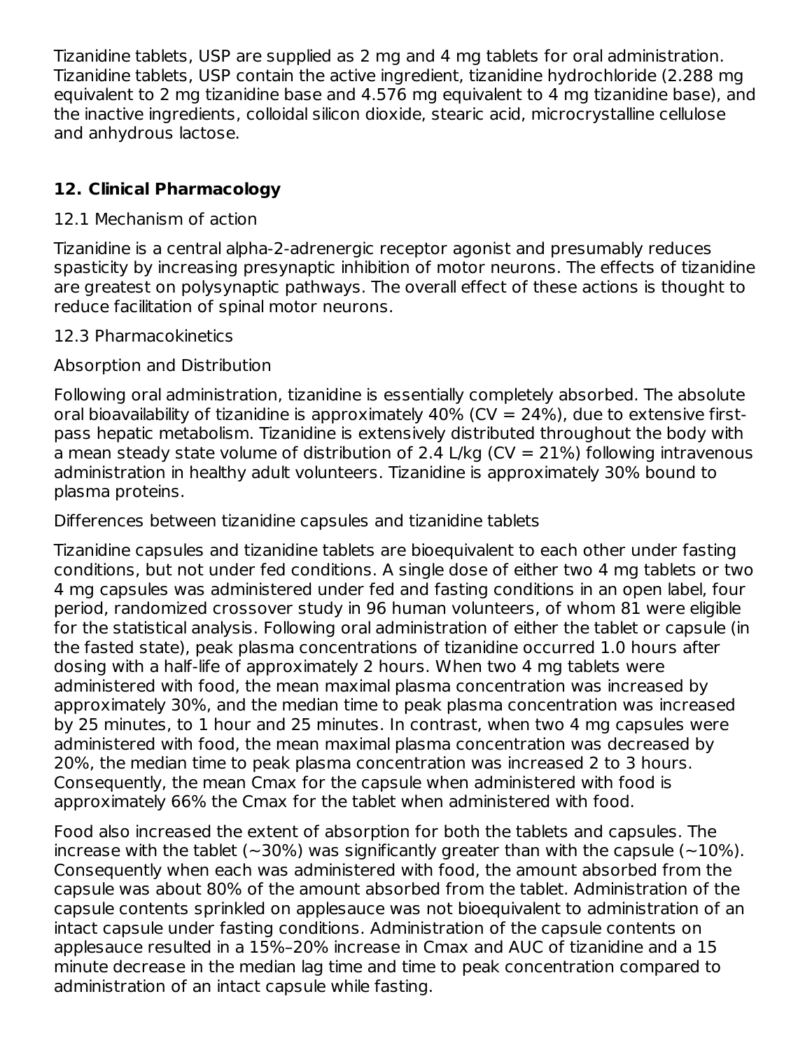Tizanidine tablets, USP are supplied as 2 mg and 4 mg tablets for oral administration. Tizanidine tablets, USP contain the active ingredient, tizanidine hydrochloride (2.288 mg equivalent to 2 mg tizanidine base and 4.576 mg equivalent to 4 mg tizanidine base), and the inactive ingredients, colloidal silicon dioxide, stearic acid, microcrystalline cellulose and anhydrous lactose.

## 12. Clinical Pharmacology

### 12.1 Mechanism of action

Tizanidine is a central alpha-2-adrenergic receptor agonist and presumably reduces spasticity by increasing presynaptic inhibition of motor neurons. The effects of tizanidine are greatest on polysynaptic pathways. The overall effect of these actions is thought to reduce facilitation of spinal motor neurons.

### 12.3 Pharmacokinetics

Absorption and Distribution

Following oral administration, tizanidine is essentially completely absorbed. The absolute oral bioavailability of tizanidine is approximately 40% (CV = 24%), due to extensive first-pass hepatic metabolism. Tizanidine is extensively distributed throughout the body with a mean steady state volume of distribution of 2.4 L/kg (CV = 21%) following intravenous administration in healthy adult volunteers. Tizanidine is approximately 30% bound to plasma proteins.

Differences between tizanidine capsules and tizanidine tablets

Tizanidine capsules and tizanidine tablets are bioequivalent to each other under fasting conditions, but not under fed conditions. A single dose of either two 4 mg tablets or two 4 mg capsules was administered under fed and fasting conditions in an open label, four period, randomized crossover study in 96 human volunteers, of whom 81 were eligible for the statistical analysis. Following oral administration of either the tablet or capsule (in the fasted state), peak plasma concentrations of tizanidine occurred 1.0 hours after dosing with a half-life of approximately 2 hours. When two 4 mg tablets were administered with food, the mean maximal plasma concentration was increased by approximately 30%, and the median time to peak plasma concentration was increased by 25 minutes, to 1 hour and 25 minutes. In contrast, when two 4 mg capsules were administered with food, the mean maximal plasma concentration was decreased by 20%, the median time to peak plasma concentration was increased 2 to 3 hours. Consequently, the mean Cmax for the capsule when administered with food is approximately 66% the Cmax for the tablet when administered with food.

Food also increased the extent of absorption for both the tablets and capsules. The increase with the tablet (~30%) was significantly greater than with the capsule (~10%). Consequently when each was administered with food, the amount absorbed from the capsule was about 80% of the amount absorbed from the tablet. Administration of the capsule contents sprinkled on applesauce was not bioequivalent to administration of an intact capsule under fasting conditions. Administration of the capsule contents on applesauce resulted in a 15%–20% increase in Cmax and AUC of tizanidine and a 15 minute decrease in the median lag time and time to peak concentration compared to administration of an intact capsule while fasting.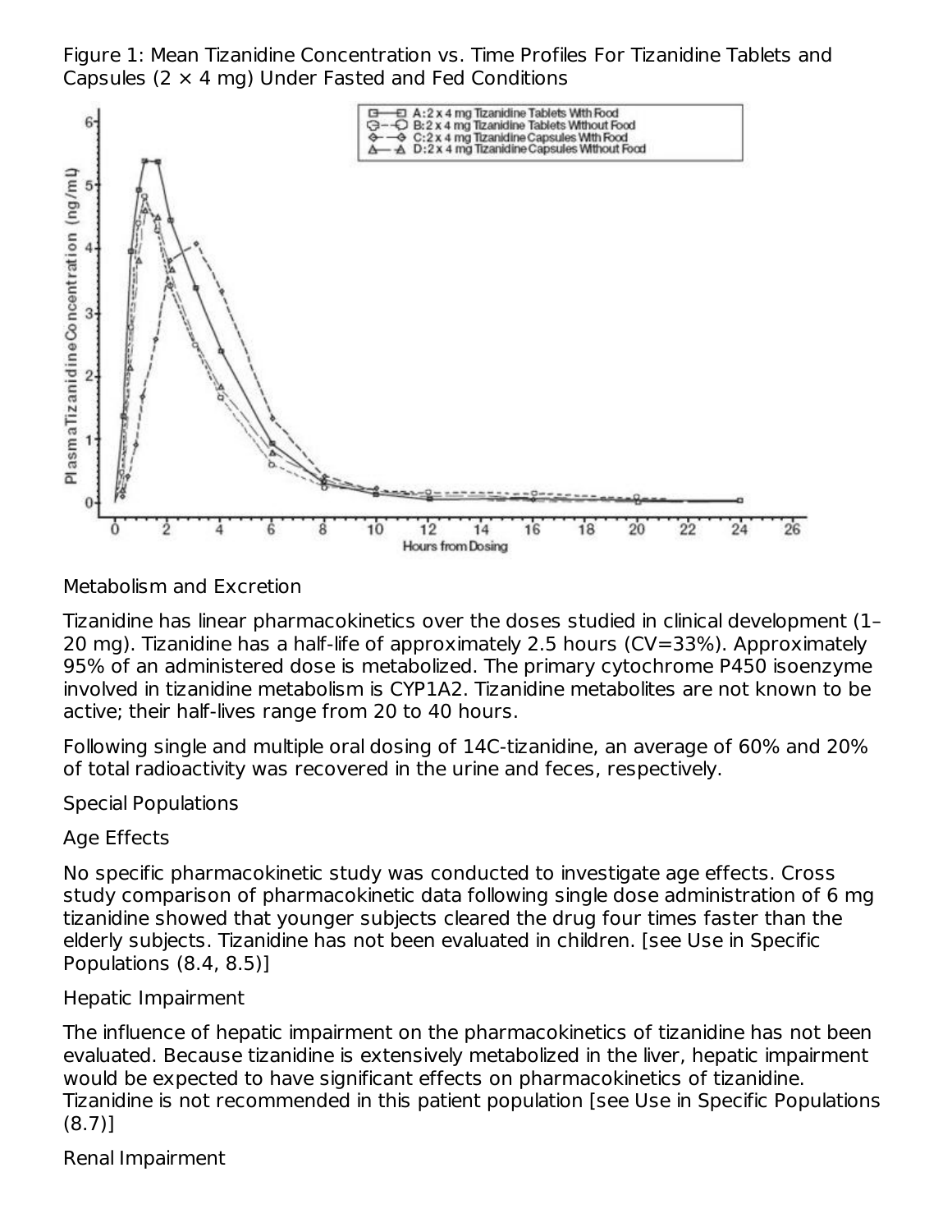Figure 1: Mean Tizanidine Concentration vs. Time Profiles For Tizanidine Tablets and Capsules (2 × 4 mg) Under Fasted and Fed Conditions

Metabolism and Excretion

Tizanidine has linear pharmacokinetics over the doses studied in clinical development (1–20 mg). Tizanidine has a half-life of approximately 2.5 hours (CV=33%). Approximately 95% of an administered dose is metabolized. The primary cytochrome P450 isoenzyme involved in tizanidine metabolism is CYP1A2. Tizanidine metabolites are not known to be active; their half-lives range from 20 to 40 hours.

Following single and multiple oral dosing of 14C-tizanidine, an average of 60% and 20% of total radioactivity was recovered in the urine and feces, respectively.

Special Populations

Age Effects

No specific pharmacokinetic study was conducted to investigate age effects. Cross study comparison of pharmacokinetic data following single dose administration of 6 mg tizanidine showed that younger subjects cleared the drug four times faster than the elderly subjects. Tizanidine has not been evaluated in children. [see Use in Specific Populations (8.4, 8.5)]

Hepatic Impairment

The influence of hepatic impairment on the pharmacokinetics of tizanidine has not been evaluated. Because tizanidine is extensively metabolized in the liver, hepatic impairment would be expected to have significant effects on pharmacokinetics of tizanidine. Tizanidine is not recommended in this patient population [see Use in Specific Populations (8.7)]

Renal Impairment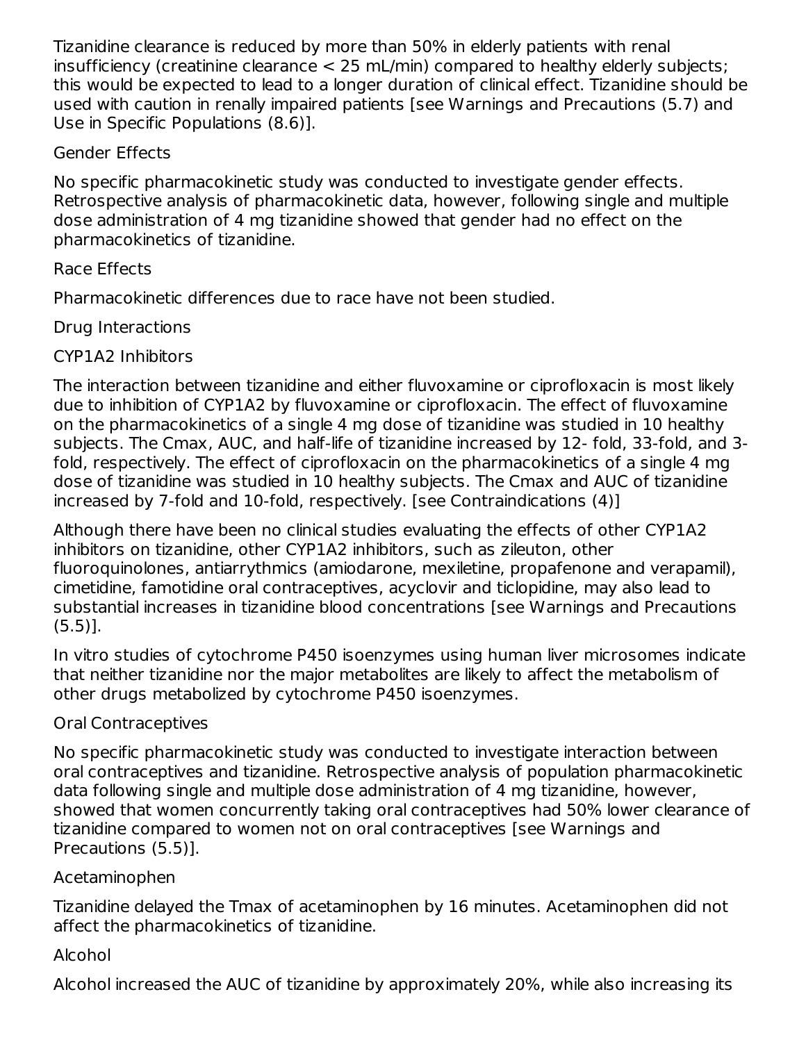Tizanidine clearance is reduced by more than 50% in elderly patients with renal insufficiency (creatinine clearance < 25 mL/min) compared to healthy elderly subjects; this would be expected to lead to a longer duration of clinical effect. Tizanidine should be used with caution in renally impaired patients [see Warnings and Precautions (5.7) and Use in Specific Populations (8.6)].

Gender Effects

No specific pharmacokinetic study was conducted to investigate gender effects. Retrospective analysis of pharmacokinetic data, however, following single and multiple dose administration of 4 mg tizanidine showed that gender had no effect on the pharmacokinetics of tizanidine.

Race Effects

Pharmacokinetic differences due to race have not been studied.

Drug Interactions

CYP1A2 Inhibitors

The interaction between tizanidine and either fluvoxamine or ciprofloxacin is most likely due to inhibition of CYP1A2 by fluvoxamine or ciprofloxacin. The effect of fluvoxamine on the pharmacokinetics of a single 4 mg dose of tizanidine was studied in 10 healthy subjects. The Cmax, AUC, and half-life of tizanidine increased by 12- fold, 33-fold, and 3-fold, respectively. The effect of ciprofloxacin on the pharmacokinetics of a single 4 mg dose of tizanidine was studied in 10 healthy subjects. The Cmax and AUC of tizanidine increased by 7-fold and 10-fold, respectively. [see Contraindications (4)]

Although there have been no clinical studies evaluating the effects of other CYP1A2 inhibitors on tizanidine, other CYP1A2 inhibitors, such as zileuton, other fluoroquinolones, antiarrythmics (amiodarone, mexiletine, propafenone and verapamil), cimetidine, famotidine oral contraceptives, acyclovir and ticlopidine, may also lead to substantial increases in tizanidine blood concentrations [see Warnings and Precautions (5.5)].

In vitro studies of cytochrome P450 isoenzymes using human liver microsomes indicate that neither tizanidine nor the major metabolites are likely to affect the metabolism of other drugs metabolized by cytochrome P450 isoenzymes.

Oral Contraceptives

No specific pharmacokinetic study was conducted to investigate interaction between oral contraceptives and tizanidine. Retrospective analysis of population pharmacokinetic data following single and multiple dose administration of 4 mg tizanidine, however, showed that women concurrently taking oral contraceptives had 50% lower clearance of tizanidine compared to women not on oral contraceptives [see Warnings and Precautions (5.5)].

Acetaminophen

Tizanidine delayed the Tmax of acetaminophen by 16 minutes. Acetaminophen did not affect the pharmacokinetics of tizanidine.

Alcohol

Alcohol increased the AUC of tizanidine by approximately 20%, while also increasing its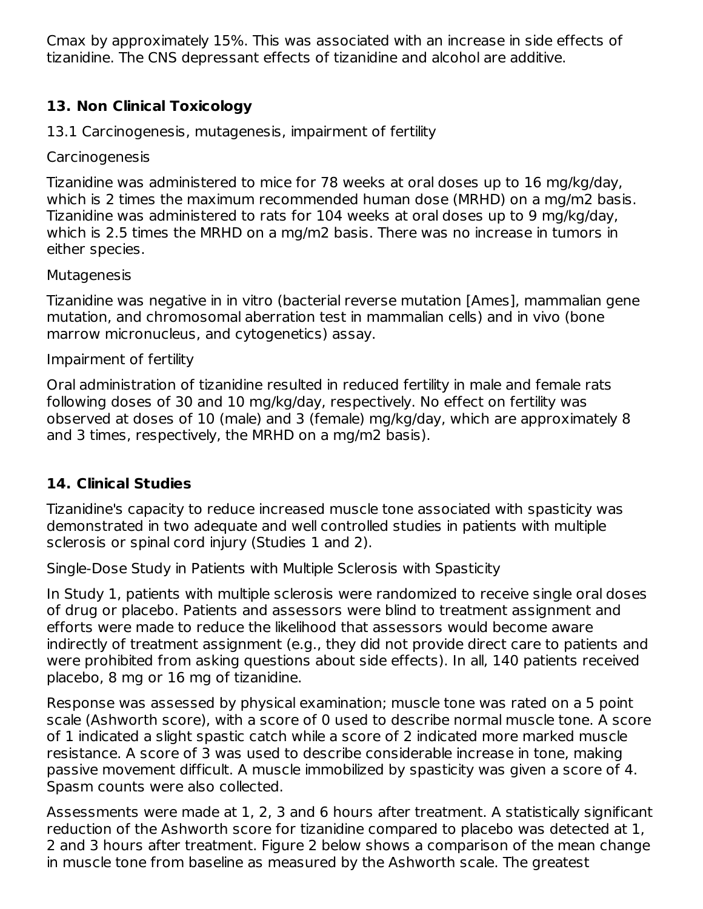Cmax by approximately 15%. This was associated with an increase in side effects of tizanidine. The CNS depressant effects of tizanidine and alcohol are additive.

## 13. Non Clinical Toxicology

13.1 Carcinogenesis, mutagenesis, impairment of fertility

Carcinogenesis

Tizanidine was administered to mice for 78 weeks at oral doses up to 16 mg/kg/day, which is 2 times the maximum recommended human dose (MRHD) on a mg/m2 basis. Tizanidine was administered to rats for 104 weeks at oral doses up to 9 mg/kg/day, which is 2.5 times the MRHD on a mg/m2 basis. There was no increase in tumors in either species.

Mutagenesis

Tizanidine was negative in in vitro (bacterial reverse mutation [Ames], mammalian gene mutation, and chromosomal aberration test in mammalian cells) and in vivo (bone marrow micronucleus, and cytogenetics) assay.

Impairment of fertility

Oral administration of tizanidine resulted in reduced fertility in male and female rats following doses of 30 and 10 mg/kg/day, respectively. No effect on fertility was observed at doses of 10 (male) and 3 (female) mg/kg/day, which are approximately 8 and 3 times, respectively, the MRHD on a mg/m2 basis).

## 14. Clinical Studies

Tizanidine's capacity to reduce increased muscle tone associated with spasticity was demonstrated in two adequate and well controlled studies in patients with multiple sclerosis or spinal cord injury (Studies 1 and 2).

Single-Dose Study in Patients with Multiple Sclerosis with Spasticity

In Study 1, patients with multiple sclerosis were randomized to receive single oral doses of drug or placebo. Patients and assessors were blind to treatment assignment and efforts were made to reduce the likelihood that assessors would become aware indirectly of treatment assignment (e.g., they did not provide direct care to patients and were prohibited from asking questions about side effects). In all, 140 patients received placebo, 8 mg or 16 mg of tizanidine.

Response was assessed by physical examination; muscle tone was rated on a 5 point scale (Ashworth score), with a score of 0 used to describe normal muscle tone. A score of 1 indicated a slight spastic catch while a score of 2 indicated more marked muscle resistance. A score of 3 was used to describe considerable increase in tone, making passive movement difficult. A muscle immobilized by spasticity was given a score of 4. Spasm counts were also collected.

Assessments were made at 1, 2, 3 and 6 hours after treatment. A statistically significant reduction of the Ashworth score for tizanidine compared to placebo was detected at 1, 2 and 3 hours after treatment. Figure 2 below shows a comparison of the mean change in muscle tone from baseline as measured by the Ashworth scale. The greatest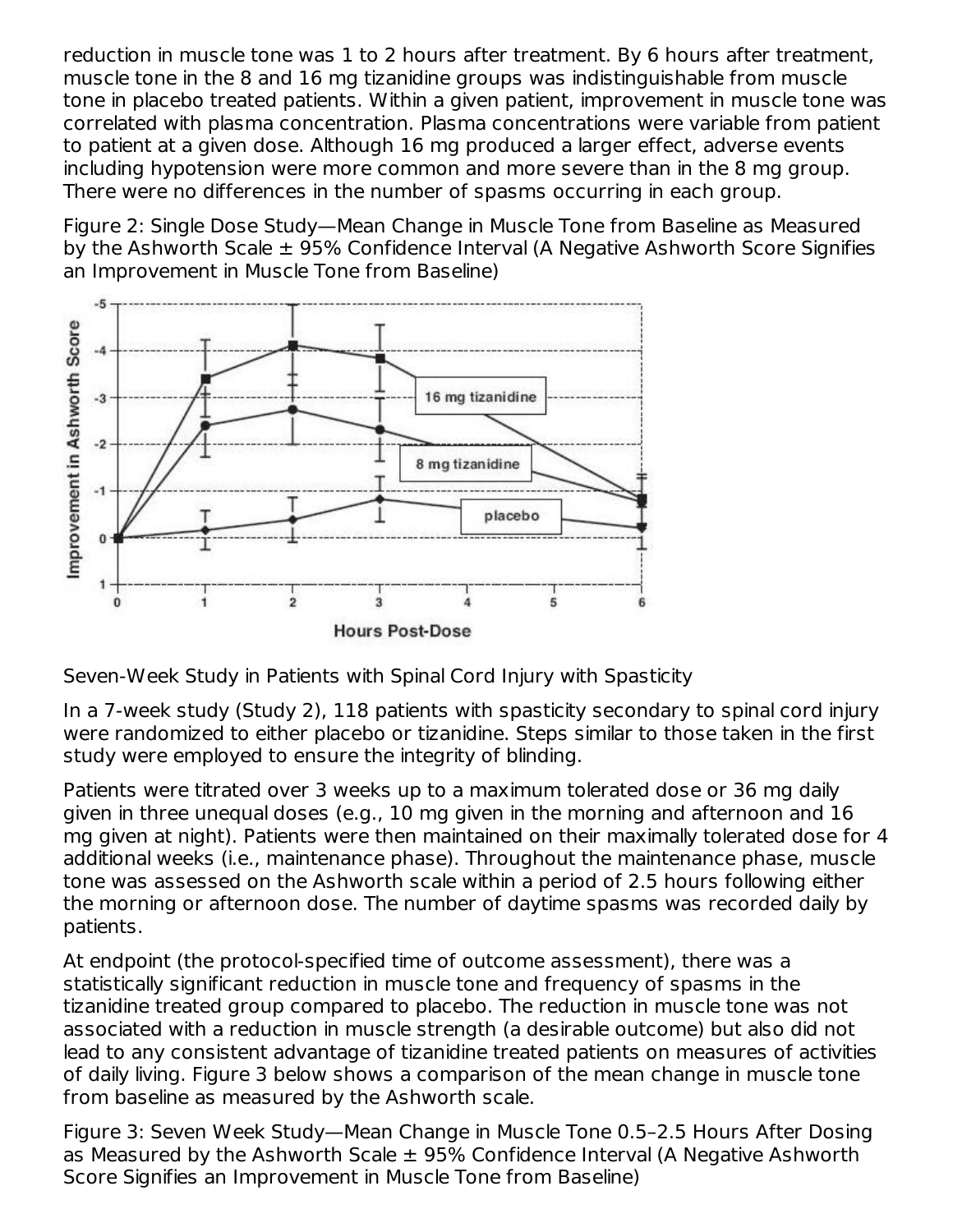reduction in muscle tone was 1 to 2 hours after treatment. By 6 hours after treatment, muscle tone in the 8 and 16 mg tizanidine groups was indistinguishable from muscle tone in placebo treated patients. Within a given patient, improvement in muscle tone was correlated with plasma concentration. Plasma concentrations were variable from patient to patient at a given dose. Although 16 mg produced a larger effect, adverse events including hypotension were more common and more severe than in the 8 mg group. There were no differences in the number of spasms occurring in each group.

Figure 2: Single Dose Study—Mean Change in Muscle Tone from Baseline as Measured by the Ashworth Scale ± 95% Confidence Interval (A Negative Ashworth Score Signifies an Improvement in Muscle Tone from Baseline)

Seven-Week Study in Patients with Spinal Cord Injury with Spasticity

In a 7-week study (Study 2), 118 patients with spasticity secondary to spinal cord injury were randomized to either placebo or tizanidine. Steps similar to those taken in the first study were employed to ensure the integrity of blinding.

Patients were titrated over 3 weeks up to a maximum tolerated dose or 36 mg daily given in three unequal doses (e.g., 10 mg given in the morning and afternoon and 16 mg given at night). Patients were then maintained on their maximally tolerated dose for 4 additional weeks (i.e., maintenance phase). Throughout the maintenance phase, muscle tone was assessed on the Ashworth scale within a period of 2.5 hours following either the morning or afternoon dose. The number of daytime spasms was recorded daily by patients.

At endpoint (the protocol-specified time of outcome assessment), there was a statistically significant reduction in muscle tone and frequency of spasms in the tizanidine treated group compared to placebo. The reduction in muscle tone was not associated with a reduction in muscle strength (a desirable outcome) but also did not lead to any consistent advantage of tizanidine treated patients on measures of activities of daily living. Figure 3 below shows a comparison of the mean change in muscle tone from baseline as measured by the Ashworth scale.

Figure 3: Seven Week Study—Mean Change in Muscle Tone 0.5–2.5 Hours After Dosing as Measured by the Ashworth Scale ± 95% Confidence Interval (A Negative Ashworth Score Signifies an Improvement in Muscle Tone from Baseline)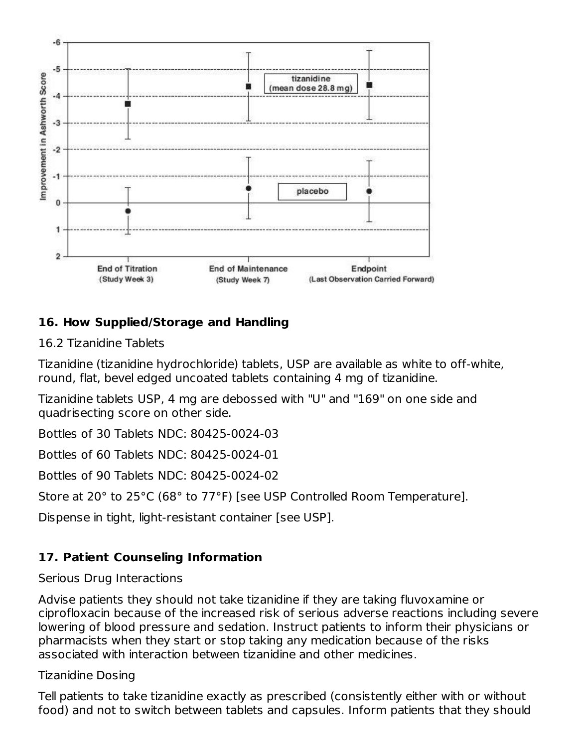## 16. How Supplied/Storage and Handling

16.2 Tizanidine Tablets

Tizanidine (tizanidine hydrochloride) tablets, USP are available as white to off-white, round, flat, bevel edged uncoated tablets containing 4 mg of tizanidine.

Tizanidine tablets USP, 4 mg are debossed with "U" and "169" on one side and quadrisecting score on other side.

Bottles of 30 Tablets NDC: 80425-0024-03

Bottles of 60 Tablets NDC: 80425-0024-01

Bottles of 90 Tablets NDC: 80425-0024-02

Store at 20° to 25°C (68° to 77°F) [see USP Controlled Room Temperature].

Dispense in tight, light-resistant container [see USP].

## 17. Patient Counseling Information

Serious Drug Interactions

Advise patients they should not take tizanidine if they are taking fluvoxamine or ciprofloxacin because of the increased risk of serious adverse reactions including severe lowering of blood pressure and sedation. Instruct patients to inform their physicians or pharmacists when they start or stop taking any medication because of the risks associated with interaction between tizanidine and other medicines.

Tizanidine Dosing

Tell patients to take tizanidine exactly as prescribed (consistently either with or without food) and not to switch between tablets and capsules. Inform patients that they should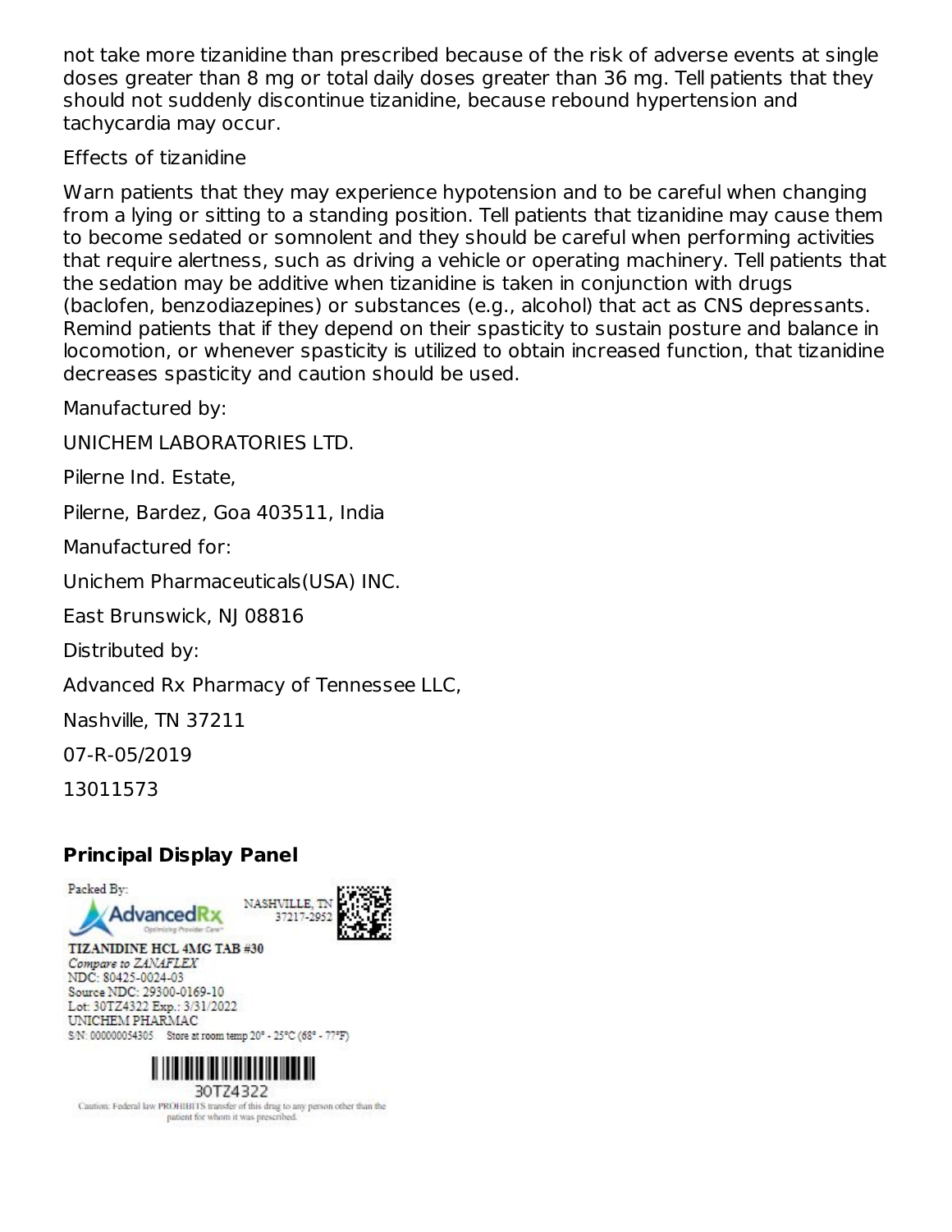not take more tizanidine than prescribed because of the risk of adverse events at single doses greater than 8 mg or total daily doses greater than 36 mg. Tell patients that they should not suddenly discontinue tizanidine, because rebound hypertension and tachycardia may occur.

Effects of tizanidine

Warn patients that they may experience hypotension and to be careful when changing from a lying or sitting to a standing position. Tell patients that tizanidine may cause them to become sedated or somnolent and they should be careful when performing activities that require alertness, such as driving a vehicle or operating machinery. Tell patients that the sedation may be additive when tizanidine is taken in conjunction with drugs (baclofen, benzodiazepines) or substances (e.g., alcohol) that act as CNS depressants. Remind patients that if they depend on their spasticity to sustain posture and balance in locomotion, or whenever spasticity is utilized to obtain increased function, that tizanidine decreases spasticity and caution should be used.

Manufactured by:

UNICHEM LABORATORIES LTD.

Pilerne Ind. Estate,

Pilerne, Bardez, Goa 403511, India

Manufactured for:

Unichem Pharmaceuticals(USA) INC.

East Brunswick, NJ 08816

Distributed by:

Advanced Rx Pharmacy of Tennessee LLC,

Nashville, TN 37211

07-R-05/2019

13011573

## Principal Display Panel

Packed By:

AdvancedRx

NASHVILLE, TN 37217-2952

TIZANIDINE HCL 4MG TAB #30

*Compare to ZANAFLEX*

NDC: 80425-0024-03

Source NDC: 29300-0169-10

Lot: 30TZ4322 Exp.: 3/31/2022

UNICHEM PHARMAC

S/N: 000000054305 Store at room temp 20° - 25°C (68° - 77°F)

30TZ4322

Caution: Federal law PROHIBITS transfer of this drug to any person other than the patient for whom it was prescribed.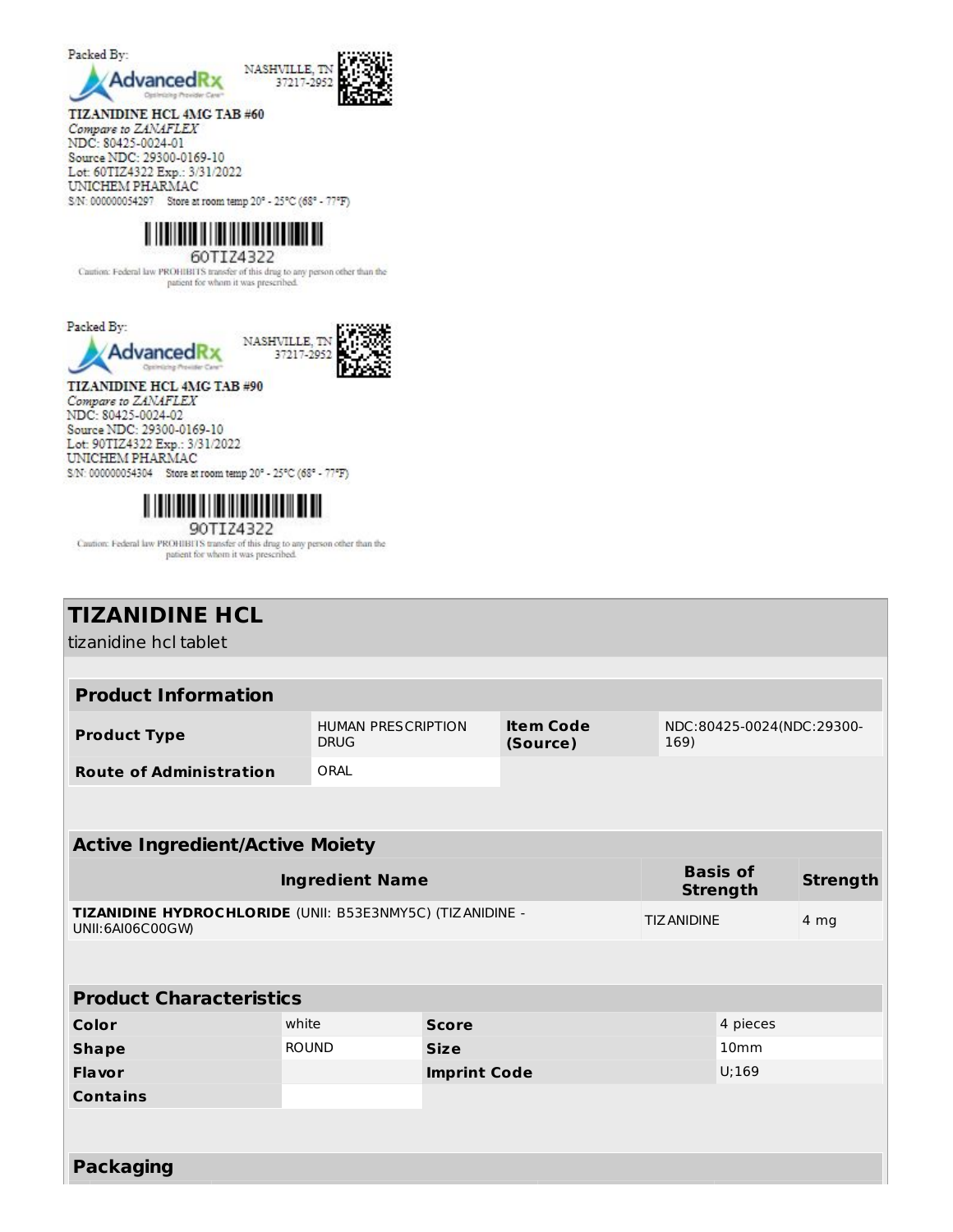Packed By:

AdvancedRx

NASHVILLE, TN 37217-2952

**TIZANIDINE HCL 4MG TAB #60**

*Compare to ZANAFLEX*

NDC: 80425-0024-01

Source NDC: 29300-0169-10

Lot: 60TIZ4322 Exp.: 3/31/2022

UNICHEM PHARMAC

S/N: 000000054297 Store at room temp 20° - 25°C (68° - 77°F)

60TIZ4322

Caution: Federal law PROHIBITS transfer of this drug to any person other than the patient for whom it was prescribed.

Packed By:

AdvancedRx

NASHVILLE, TN 37217-2952

**TIZANIDINE HCL 4MG TAB #90**

*Compare to ZANAFLEX*

NDC: 80425-0024-02

Source NDC: 29300-0169-10

Lot: 90TIZ4322 Exp.: 3/31/2022

UNICHEM PHARMAC

S/N: 000000054304 Store at room temp 20° - 25°C (68° - 77°F)

90TIZ4322

Caution: Federal law PROHIBITS transfer of this drug to any person other than the patient for whom it was prescribed.

# TIZANIDINE HCL

tizanidine hcl tablet

| **Product Information** | | | |
|---|---|---|---|
| **Product Type** | HUMAN PRESCRIPTION DRUG | **Item Code (Source)** | NDC:80425-0024(NDC:29300-169) |
| **Route of Administration** | ORAL | | |

| **Active Ingredient/Active Moiety** | | |
|---|---|---|
| **Ingredient Name** | **Basis of Strength** | **Strength** |
| **TIZANIDINE HYDROCHLORIDE** (UNII: B53E3NMY5C) (TIZANIDINE - UNII:6AI06C00GW) | TIZANIDINE | 4 mg |

| **Product Characteristics** | | | |
|---|---|---|---|
| **Color** | white | **Score** | 4 pieces |
| **Shape** | ROUND | **Size** | 10mm |
| **Flavor** | | **Imprint Code** | U;169 |
| **Contains** | | | |

**Packaging**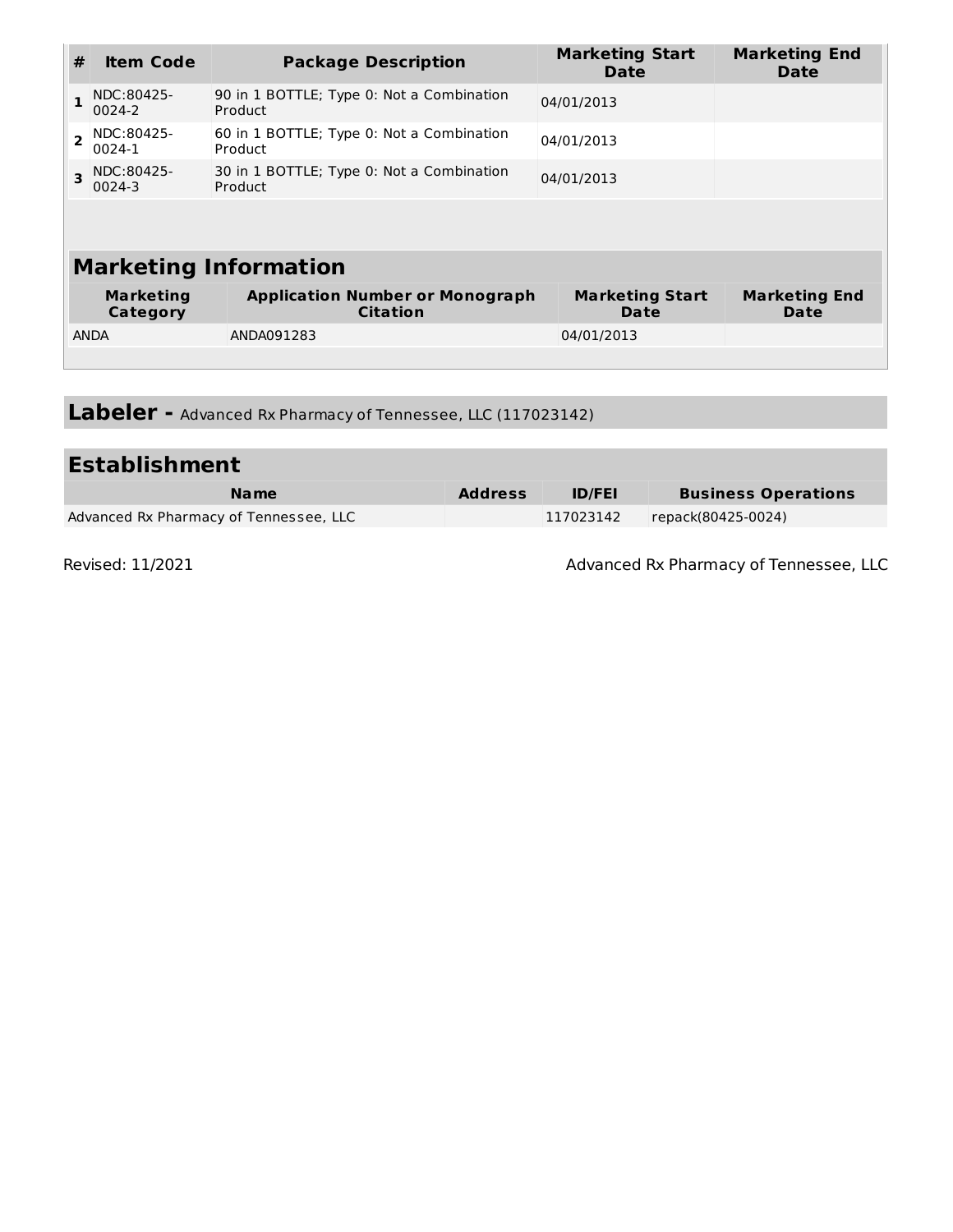| # | Item Code | Package Description | Marketing Start Date | Marketing End Date |
|---|---|---|---|---|
| 1 | NDC:80425-0024-2 | 90 in 1 BOTTLE; Type 0: Not a Combination Product | 04/01/2013 | |
| 2 | NDC:80425-0024-1 | 60 in 1 BOTTLE; Type 0: Not a Combination Product | 04/01/2013 | |
| 3 | NDC:80425-0024-3 | 30 in 1 BOTTLE; Type 0: Not a Combination Product | 04/01/2013 | |

## Marketing Information

| Marketing Category | Application Number or Monograph Citation | Marketing Start Date | Marketing End Date |
|---|---|---|---|
| ANDA | ANDA091283 | 04/01/2013 | |

## Labeler - Advanced Rx Pharmacy of Tennessee, LLC (117023142)

## Establishment

| Name | Address | ID/FEI | Business Operations |
|---|---|---|---|
| Advanced Rx Pharmacy of Tennessee, LLC | | 117023142 | repack(80425-0024) |

Revised: 11/2021

Advanced Rx Pharmacy of Tennessee, LLC